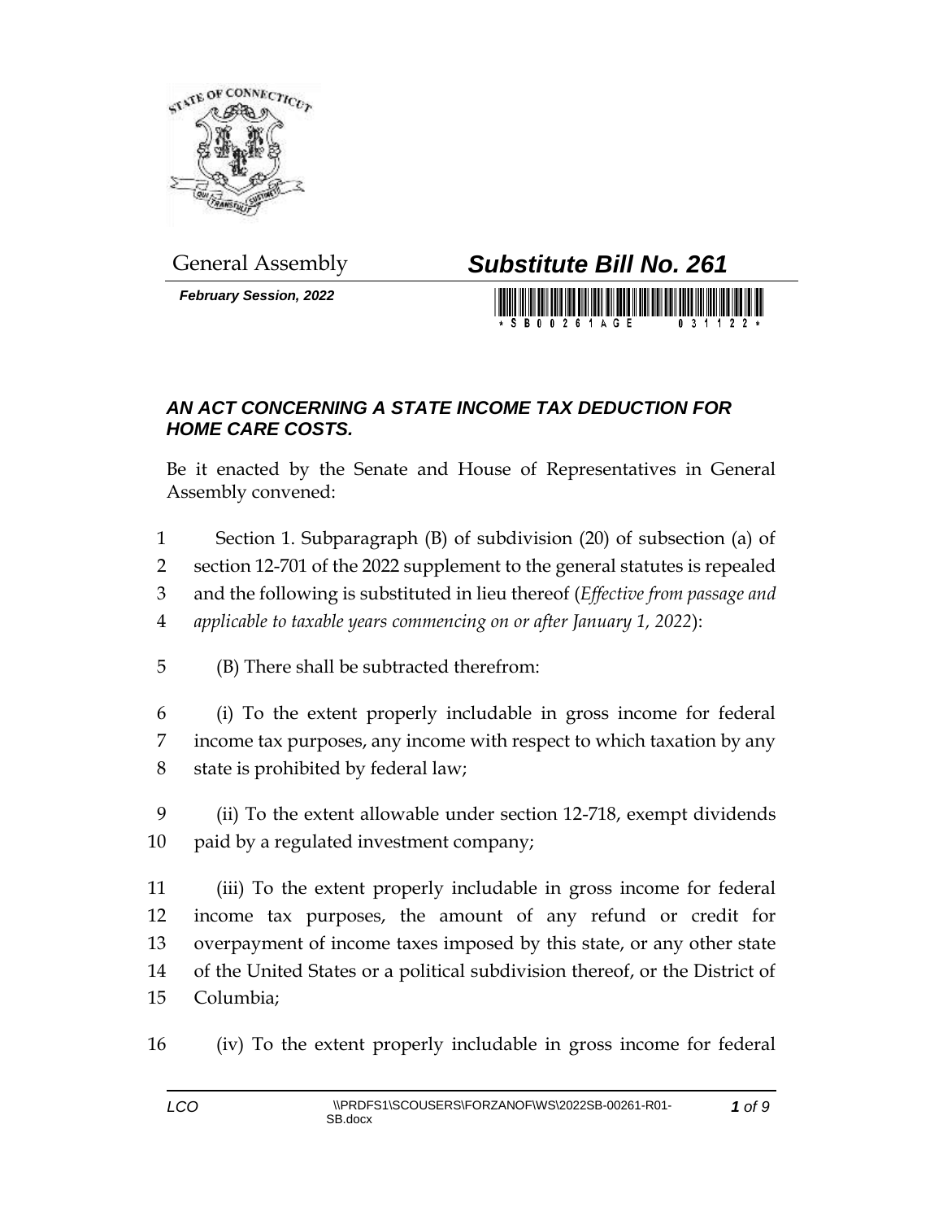General Assembly

# *Substitute Bill No. 261*

***February Session, 2022***

## *AN ACT CONCERNING A STATE INCOME TAX DEDUCTION FOR HOME CARE COSTS.*

Be it enacted by the Senate and House of Representatives in General Assembly convened:

1 Section 1. Subparagraph (B) of subdivision (20) of subsection (a) of
2 section 12-701 of the 2022 supplement to the general statutes is repealed
3 and the following is substituted in lieu thereof (*Effective from passage and*
4 *applicable to taxable years commencing on or after January 1, 2022*):

5 (B) There shall be subtracted therefrom:

6 (i) To the extent properly includable in gross income for federal
7 income tax purposes, any income with respect to which taxation by any
8 state is prohibited by federal law;

9 (ii) To the extent allowable under section 12-718, exempt dividends
10 paid by a regulated investment company;

11 (iii) To the extent properly includable in gross income for federal
12 income tax purposes, the amount of any refund or credit for
13 overpayment of income taxes imposed by this state, or any other state
14 of the United States or a political subdivision thereof, or the District of
15 Columbia;

16 (iv) To the extent properly includable in gross income for federal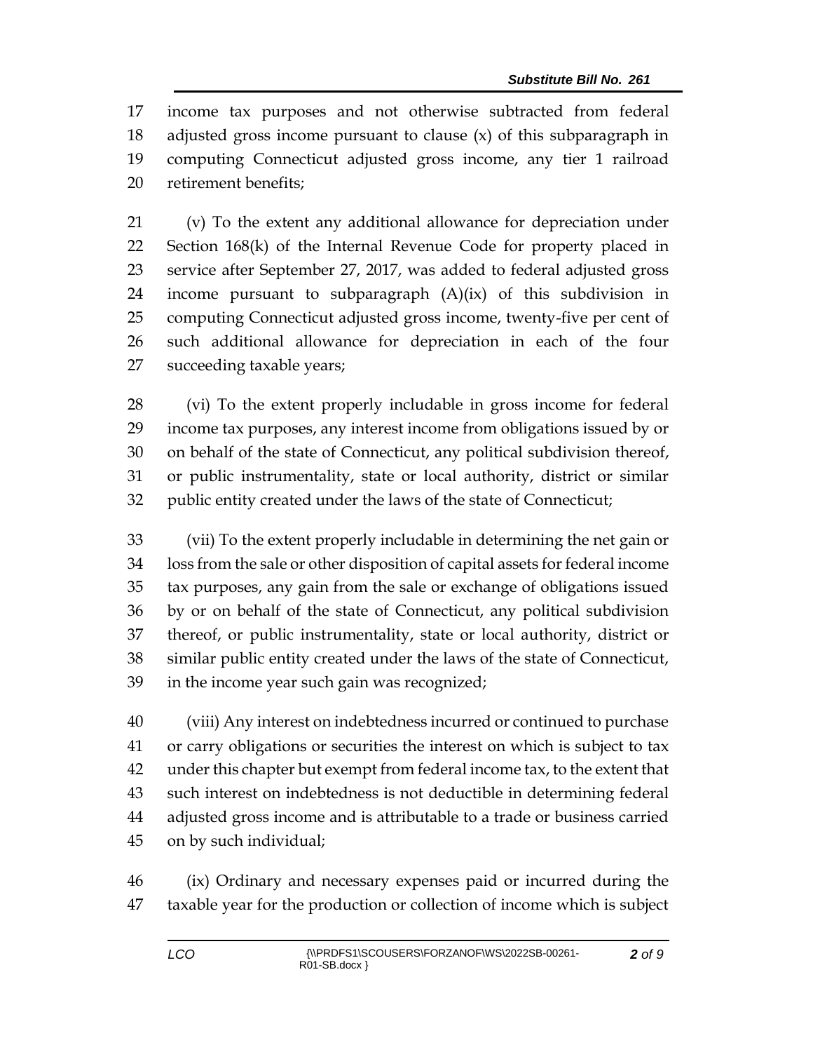income tax purposes and not otherwise subtracted from federal adjusted gross income pursuant to clause (x) of this subparagraph in computing Connecticut adjusted gross income, any tier 1 railroad retirement benefits;

(v) To the extent any additional allowance for depreciation under Section 168(k) of the Internal Revenue Code for property placed in service after September 27, 2017, was added to federal adjusted gross income pursuant to subparagraph (A)(ix) of this subdivision in computing Connecticut adjusted gross income, twenty-five per cent of such additional allowance for depreciation in each of the four succeeding taxable years;

(vi) To the extent properly includable in gross income for federal income tax purposes, any interest income from obligations issued by or on behalf of the state of Connecticut, any political subdivision thereof, or public instrumentality, state or local authority, district or similar public entity created under the laws of the state of Connecticut;

(vii) To the extent properly includable in determining the net gain or loss from the sale or other disposition of capital assets for federal income tax purposes, any gain from the sale or exchange of obligations issued by or on behalf of the state of Connecticut, any political subdivision thereof, or public instrumentality, state or local authority, district or similar public entity created under the laws of the state of Connecticut, in the income year such gain was recognized;

(viii) Any interest on indebtedness incurred or continued to purchase or carry obligations or securities the interest on which is subject to tax under this chapter but exempt from federal income tax, to the extent that such interest on indebtedness is not deductible in determining federal adjusted gross income and is attributable to a trade or business carried on by such individual;

(ix) Ordinary and necessary expenses paid or incurred during the taxable year for the production or collection of income which is subject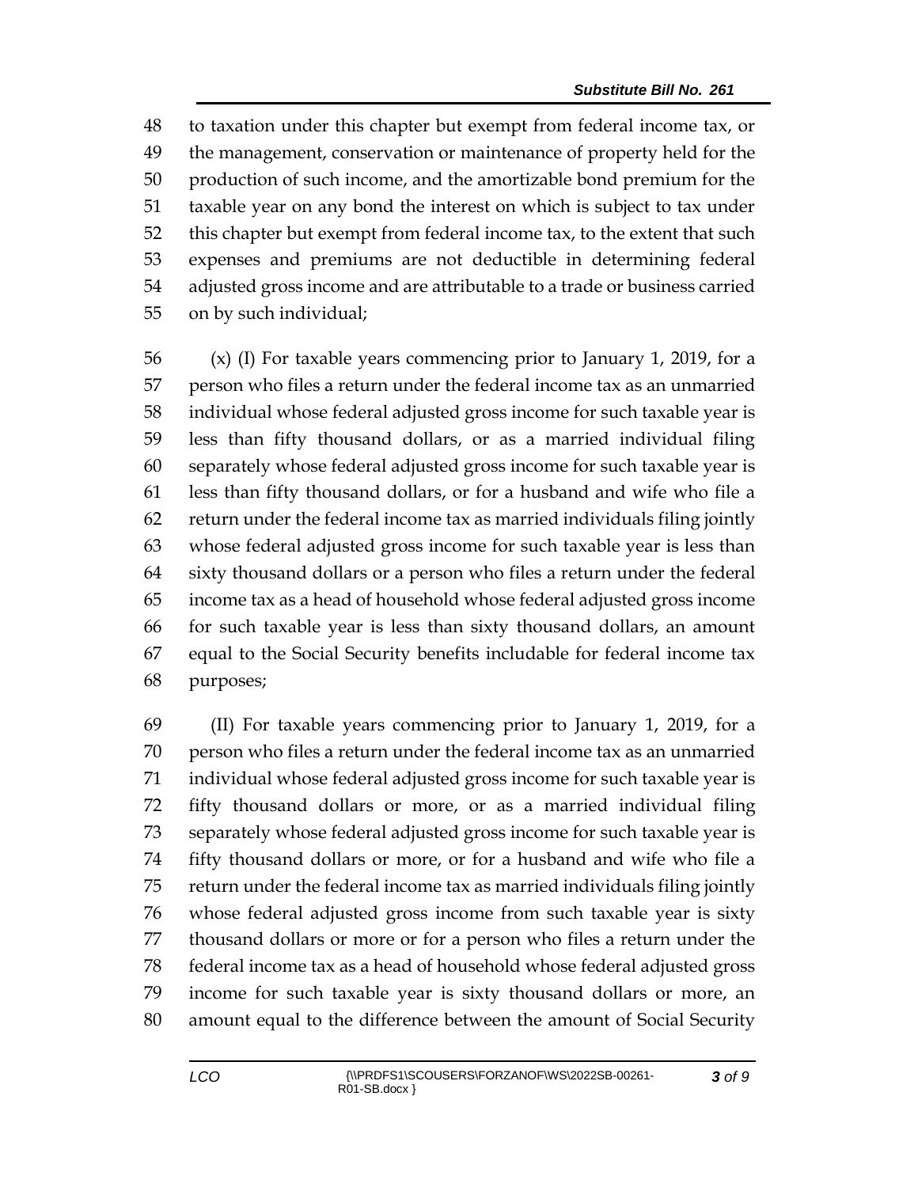to taxation under this chapter but exempt from federal income tax, or the management, conservation or maintenance of property held for the production of such income, and the amortizable bond premium for the taxable year on any bond the interest on which is subject to tax under this chapter but exempt from federal income tax, to the extent that such expenses and premiums are not deductible in determining federal adjusted gross income and are attributable to a trade or business carried on by such individual;

(x) (I) For taxable years commencing prior to January 1, 2019, for a person who files a return under the federal income tax as an unmarried individual whose federal adjusted gross income for such taxable year is less than fifty thousand dollars, or as a married individual filing separately whose federal adjusted gross income for such taxable year is less than fifty thousand dollars, or for a husband and wife who file a return under the federal income tax as married individuals filing jointly whose federal adjusted gross income for such taxable year is less than sixty thousand dollars or a person who files a return under the federal income tax as a head of household whose federal adjusted gross income for such taxable year is less than sixty thousand dollars, an amount equal to the Social Security benefits includable for federal income tax purposes;

(II) For taxable years commencing prior to January 1, 2019, for a person who files a return under the federal income tax as an unmarried individual whose federal adjusted gross income for such taxable year is fifty thousand dollars or more, or as a married individual filing separately whose federal adjusted gross income for such taxable year is fifty thousand dollars or more, or for a husband and wife who file a return under the federal income tax as married individuals filing jointly whose federal adjusted gross income from such taxable year is sixty thousand dollars or more or for a person who files a return under the federal income tax as a head of household whose federal adjusted gross income for such taxable year is sixty thousand dollars or more, an amount equal to the difference between the amount of Social Security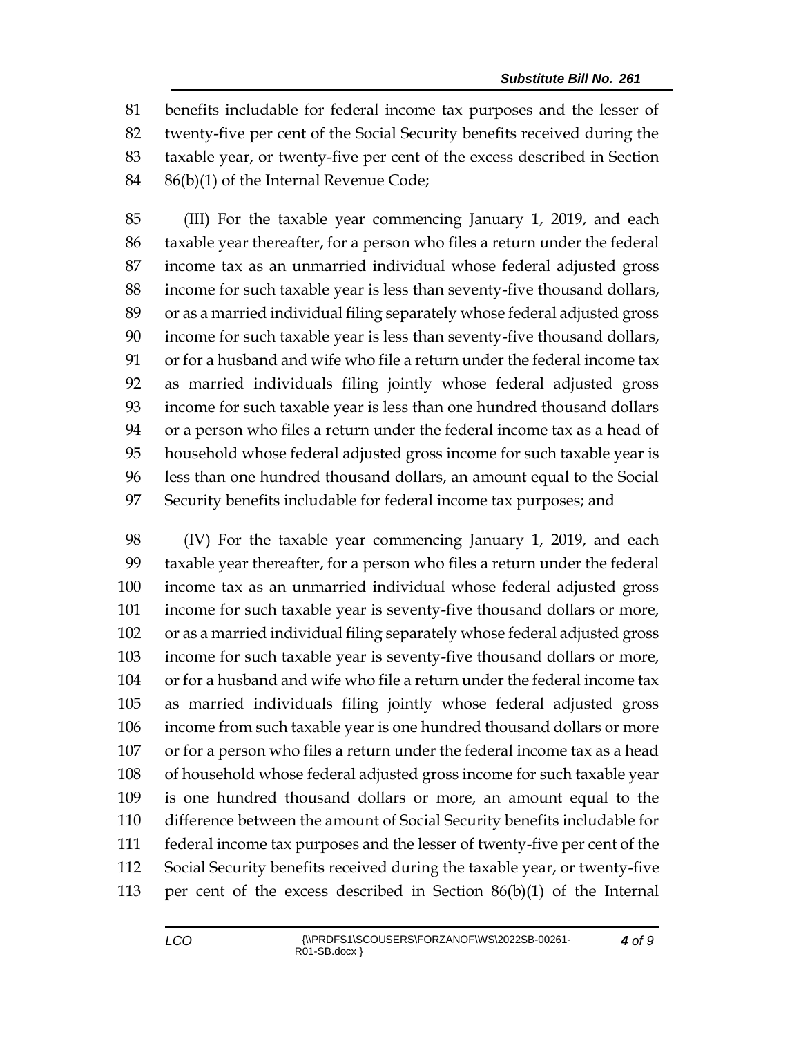benefits includable for federal income tax purposes and the lesser of twenty-five per cent of the Social Security benefits received during the taxable year, or twenty-five per cent of the excess described in Section 86(b)(1) of the Internal Revenue Code;

(III) For the taxable year commencing January 1, 2019, and each taxable year thereafter, for a person who files a return under the federal income tax as an unmarried individual whose federal adjusted gross income for such taxable year is less than seventy-five thousand dollars, or as a married individual filing separately whose federal adjusted gross income for such taxable year is less than seventy-five thousand dollars, or for a husband and wife who file a return under the federal income tax as married individuals filing jointly whose federal adjusted gross income for such taxable year is less than one hundred thousand dollars or a person who files a return under the federal income tax as a head of household whose federal adjusted gross income for such taxable year is less than one hundred thousand dollars, an amount equal to the Social Security benefits includable for federal income tax purposes; and

(IV) For the taxable year commencing January 1, 2019, and each taxable year thereafter, for a person who files a return under the federal income tax as an unmarried individual whose federal adjusted gross income for such taxable year is seventy-five thousand dollars or more, or as a married individual filing separately whose federal adjusted gross income for such taxable year is seventy-five thousand dollars or more, or for a husband and wife who file a return under the federal income tax as married individuals filing jointly whose federal adjusted gross income from such taxable year is one hundred thousand dollars or more or for a person who files a return under the federal income tax as a head of household whose federal adjusted gross income for such taxable year is one hundred thousand dollars or more, an amount equal to the difference between the amount of Social Security benefits includable for federal income tax purposes and the lesser of twenty-five per cent of the Social Security benefits received during the taxable year, or twenty-five per cent of the excess described in Section 86(b)(1) of the Internal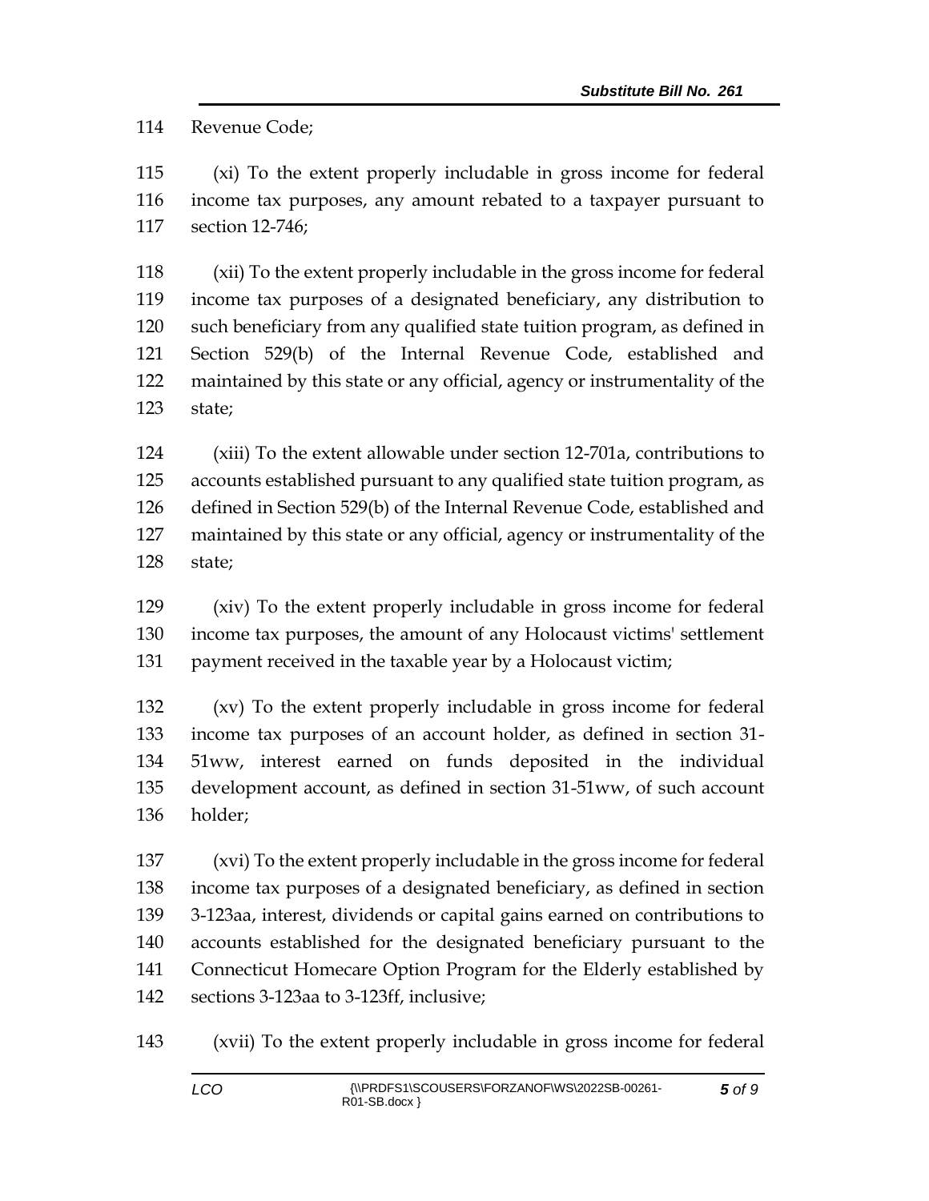114 Revenue Code;

115 (xi) To the extent properly includable in gross income for federal
116 income tax purposes, any amount rebated to a taxpayer pursuant to
117 section 12-746;

118 (xii) To the extent properly includable in the gross income for federal
119 income tax purposes of a designated beneficiary, any distribution to
120 such beneficiary from any qualified state tuition program, as defined in
121 Section 529(b) of the Internal Revenue Code, established and
122 maintained by this state or any official, agency or instrumentality of the
123 state;

124 (xiii) To the extent allowable under section 12-701a, contributions to
125 accounts established pursuant to any qualified state tuition program, as
126 defined in Section 529(b) of the Internal Revenue Code, established and
127 maintained by this state or any official, agency or instrumentality of the
128 state;

129 (xiv) To the extent properly includable in gross income for federal
130 income tax purposes, the amount of any Holocaust victims' settlement
131 payment received in the taxable year by a Holocaust victim;

132 (xv) To the extent properly includable in gross income for federal
133 income tax purposes of an account holder, as defined in section 31-
134 51ww, interest earned on funds deposited in the individual
135 development account, as defined in section 31-51ww, of such account
136 holder;

137 (xvi) To the extent properly includable in the gross income for federal
138 income tax purposes of a designated beneficiary, as defined in section
139 3-123aa, interest, dividends or capital gains earned on contributions to
140 accounts established for the designated beneficiary pursuant to the
141 Connecticut Homecare Option Program for the Elderly established by
142 sections 3-123aa to 3-123ff, inclusive;

143 (xvii) To the extent properly includable in gross income for federal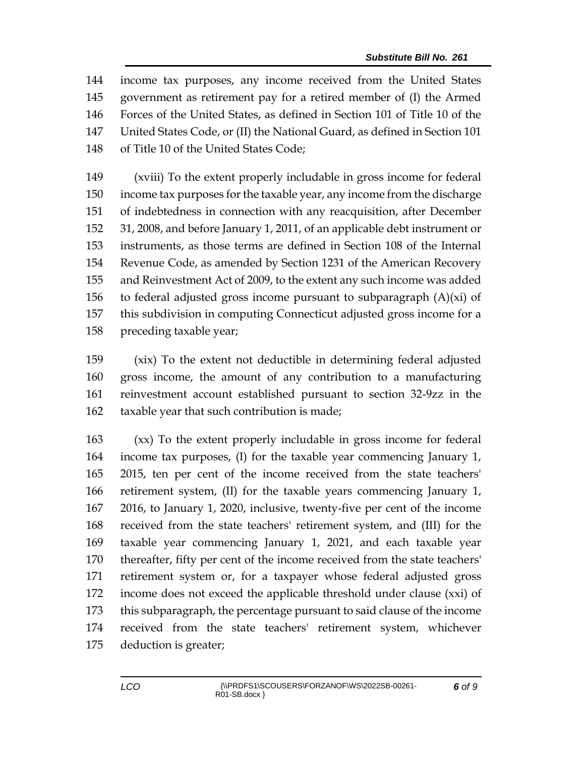income tax purposes, any income received from the United States government as retirement pay for a retired member of (I) the Armed Forces of the United States, as defined in Section 101 of Title 10 of the United States Code, or (II) the National Guard, as defined in Section 101 of Title 10 of the United States Code;

(xviii) To the extent properly includable in gross income for federal income tax purposes for the taxable year, any income from the discharge of indebtedness in connection with any reacquisition, after December 31, 2008, and before January 1, 2011, of an applicable debt instrument or instruments, as those terms are defined in Section 108 of the Internal Revenue Code, as amended by Section 1231 of the American Recovery and Reinvestment Act of 2009, to the extent any such income was added to federal adjusted gross income pursuant to subparagraph (A)(xi) of this subdivision in computing Connecticut adjusted gross income for a preceding taxable year;

(xix) To the extent not deductible in determining federal adjusted gross income, the amount of any contribution to a manufacturing reinvestment account established pursuant to section 32-9zz in the taxable year that such contribution is made;

(xx) To the extent properly includable in gross income for federal income tax purposes, (I) for the taxable year commencing January 1, 2015, ten per cent of the income received from the state teachers' retirement system, (II) for the taxable years commencing January 1, 2016, to January 1, 2020, inclusive, twenty-five per cent of the income received from the state teachers' retirement system, and (III) for the taxable year commencing January 1, 2021, and each taxable year thereafter, fifty per cent of the income received from the state teachers' retirement system or, for a taxpayer whose federal adjusted gross income does not exceed the applicable threshold under clause (xxi) of this subparagraph, the percentage pursuant to said clause of the income received from the state teachers' retirement system, whichever deduction is greater;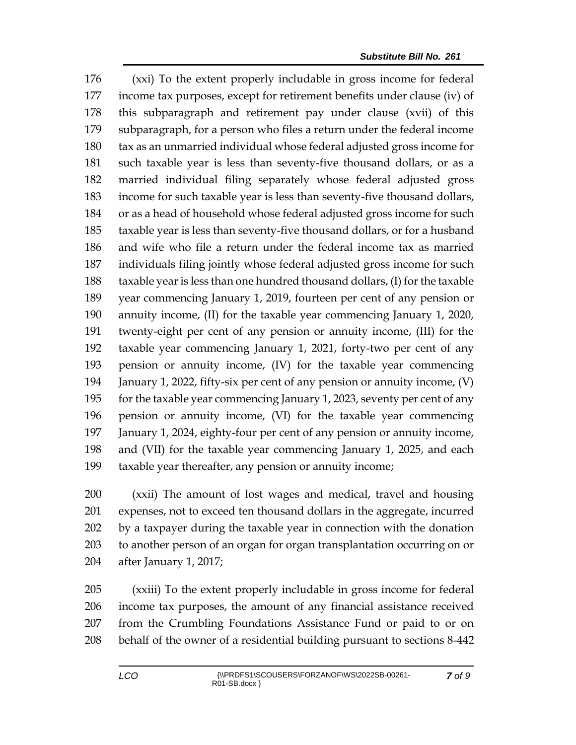(xxi) To the extent properly includable in gross income for federal income tax purposes, except for retirement benefits under clause (iv) of this subparagraph and retirement pay under clause (xvii) of this subparagraph, for a person who files a return under the federal income tax as an unmarried individual whose federal adjusted gross income for such taxable year is less than seventy-five thousand dollars, or as a married individual filing separately whose federal adjusted gross income for such taxable year is less than seventy-five thousand dollars, or as a head of household whose federal adjusted gross income for such taxable year is less than seventy-five thousand dollars, or for a husband and wife who file a return under the federal income tax as married individuals filing jointly whose federal adjusted gross income for such taxable year is less than one hundred thousand dollars, (I) for the taxable year commencing January 1, 2019, fourteen per cent of any pension or annuity income, (II) for the taxable year commencing January 1, 2020, twenty-eight per cent of any pension or annuity income, (III) for the taxable year commencing January 1, 2021, forty-two per cent of any pension or annuity income, (IV) for the taxable year commencing January 1, 2022, fifty-six per cent of any pension or annuity income, (V) for the taxable year commencing January 1, 2023, seventy per cent of any pension or annuity income, (VI) for the taxable year commencing January 1, 2024, eighty-four per cent of any pension or annuity income, and (VII) for the taxable year commencing January 1, 2025, and each taxable year thereafter, any pension or annuity income;

(xxii) The amount of lost wages and medical, travel and housing expenses, not to exceed ten thousand dollars in the aggregate, incurred by a taxpayer during the taxable year in connection with the donation to another person of an organ for organ transplantation occurring on or after January 1, 2017;

(xxiii) To the extent properly includable in gross income for federal income tax purposes, the amount of any financial assistance received from the Crumbling Foundations Assistance Fund or paid to or on behalf of the owner of a residential building pursuant to sections 8-442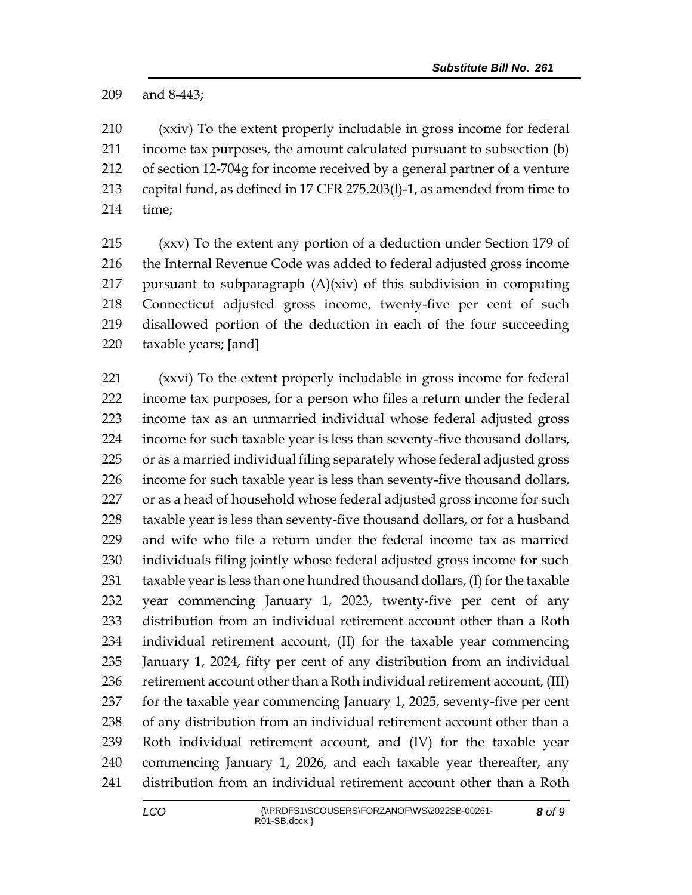and 8-443;

(xxiv) To the extent properly includable in gross income for federal income tax purposes, the amount calculated pursuant to subsection (b) of section 12-704g for income received by a general partner of a venture capital fund, as defined in 17 CFR 275.203(l)-1, as amended from time to time;

(xxv) To the extent any portion of a deduction under Section 179 of the Internal Revenue Code was added to federal adjusted gross income pursuant to subparagraph (A)(xiv) of this subdivision in computing Connecticut adjusted gross income, twenty-five per cent of such disallowed portion of the deduction in each of the four succeeding taxable years; **[**and**]**

(xxvi) To the extent properly includable in gross income for federal income tax purposes, for a person who files a return under the federal income tax as an unmarried individual whose federal adjusted gross income for such taxable year is less than seventy-five thousand dollars, or as a married individual filing separately whose federal adjusted gross income for such taxable year is less than seventy-five thousand dollars, or as a head of household whose federal adjusted gross income for such taxable year is less than seventy-five thousand dollars, or for a husband and wife who file a return under the federal income tax as married individuals filing jointly whose federal adjusted gross income for such taxable year is less than one hundred thousand dollars, (I) for the taxable year commencing January 1, 2023, twenty-five per cent of any distribution from an individual retirement account other than a Roth individual retirement account, (II) for the taxable year commencing January 1, 2024, fifty per cent of any distribution from an individual retirement account other than a Roth individual retirement account, (III) for the taxable year commencing January 1, 2025, seventy-five per cent of any distribution from an individual retirement account other than a Roth individual retirement account, and (IV) for the taxable year commencing January 1, 2026, and each taxable year thereafter, any distribution from an individual retirement account other than a Roth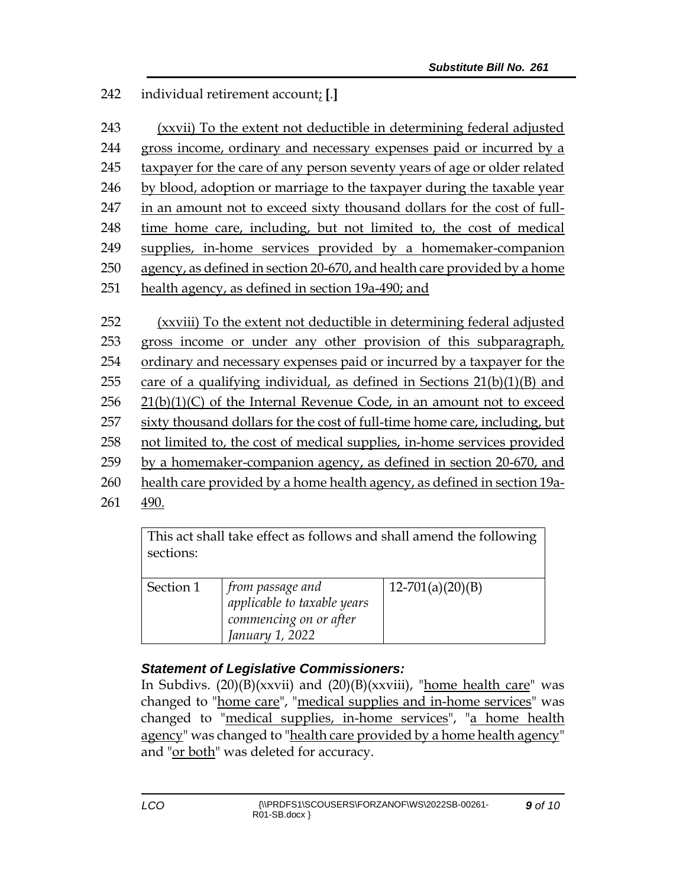242 individual retirement account; [.]

243 (xxvii) To the extent not deductible in determining federal adjusted
244 gross income, ordinary and necessary expenses paid or incurred by a
245 taxpayer for the care of any person seventy years of age or older related
246 by blood, adoption or marriage to the taxpayer during the taxable year
247 in an amount not to exceed sixty thousand dollars for the cost of full-
248 time home care, including, but not limited to, the cost of medical
249 supplies, in-home services provided by a homemaker-companion
250 agency, as defined in section 20-670, and health care provided by a home
251 health agency, as defined in section 19a-490; and

252 (xxviii) To the extent not deductible in determining federal adjusted
253 gross income or under any other provision of this subparagraph,
254 ordinary and necessary expenses paid or incurred by a taxpayer for the
255 care of a qualifying individual, as defined in Sections 21(b)(1)(B) and
256 21(b)(1)(C) of the Internal Revenue Code, in an amount not to exceed
257 sixty thousand dollars for the cost of full-time home care, including, but
258 not limited to, the cost of medical supplies, in-home services provided
259 by a homemaker-companion agency, as defined in section 20-670, and
260 health care provided by a home health agency, as defined in section 19a-
261 490.

| This act shall take effect as follows and shall amend the following sections: | | |
|---|---|---|
| Section 1 | *from passage and applicable to taxable years commencing on or after January 1, 2022* | 12-701(a)(20)(B) |

### *Statement of Legislative Commissioners:*

In Subdivs. (20)(B)(xxvii) and (20)(B)(xxviii), "home health care" was changed to "home care", "medical supplies and in-home services" was changed to "medical supplies, in-home services", "a home health agency" was changed to "health care provided by a home health agency" and "or both" was deleted for accuracy.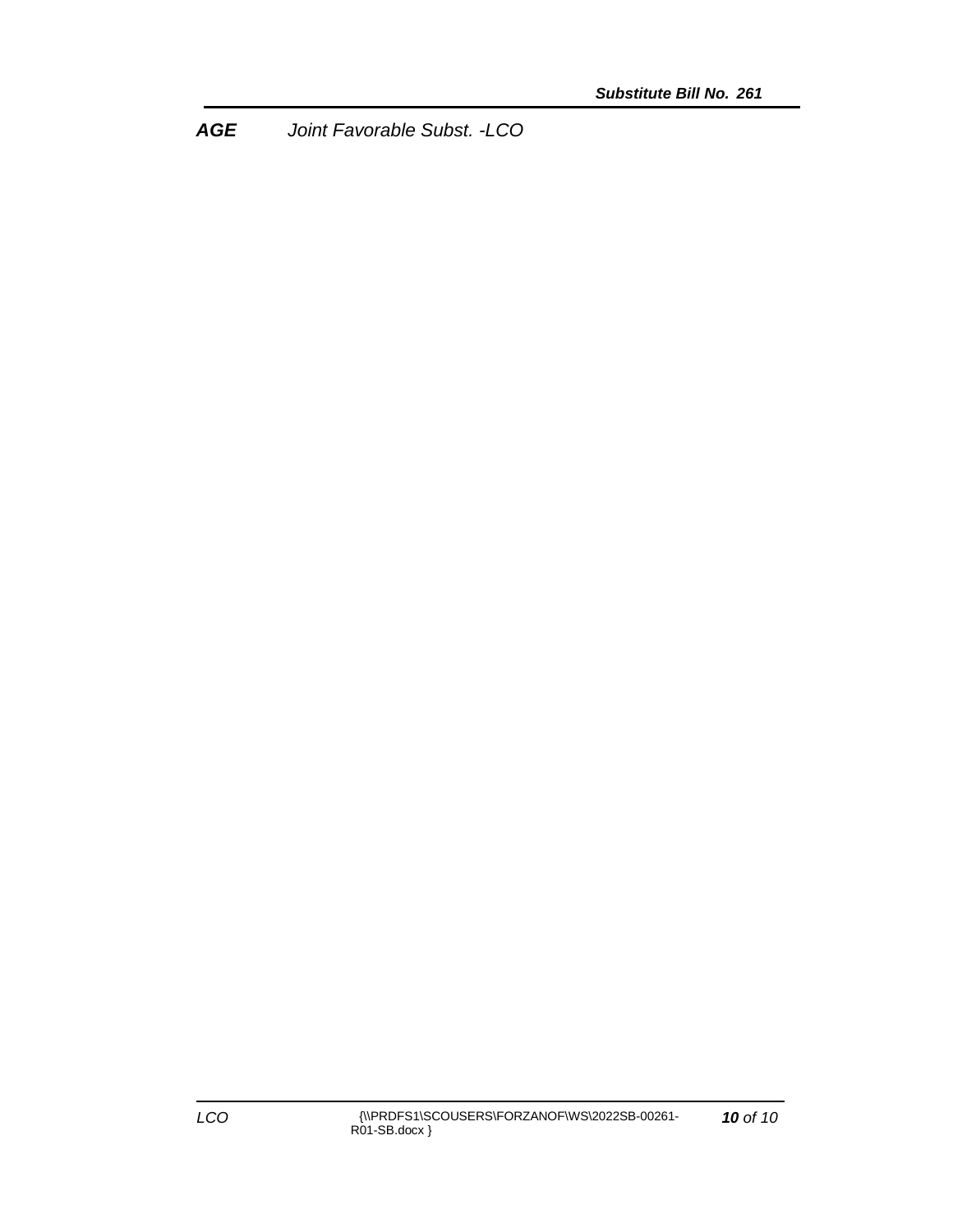| | |
|---|---|
| ***AGE*** | *Joint Favorable Subst. -LCO* |